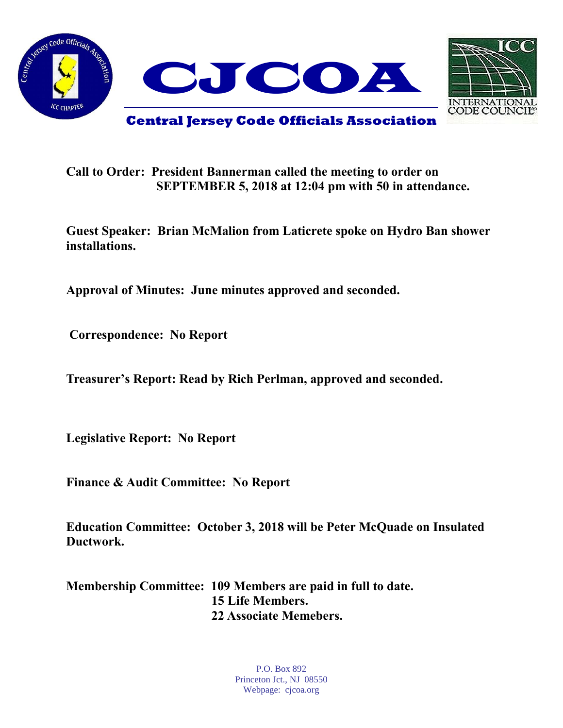# CJCOA

## Central Jersey Code Officials Association

**Call to Order: President Bannerman called the meeting to order on SEPTEMBER 5, 2018 at 12:04 pm with 50 in attendance.**

**Guest Speaker: Brian McMalion from Laticrete spoke on Hydro Ban shower installations.**

**Approval of Minutes: June minutes approved and seconded.**

**Correspondence: No Report**

**Treasurer's Report: Read by Rich Perlman, approved and seconded.**

**Legislative Report: No Report**

**Finance & Audit Committee: No Report**

**Education Committee: October 3, 2018 will be Peter McQuade on Insulated Ductwork.**

**Membership Committee: 109 Members are paid in full to date.**
**15 Life Members.**
**22 Associate Memebers.**

P.O. Box 892
Princeton Jct., NJ 08550
Webpage: cjcoa.org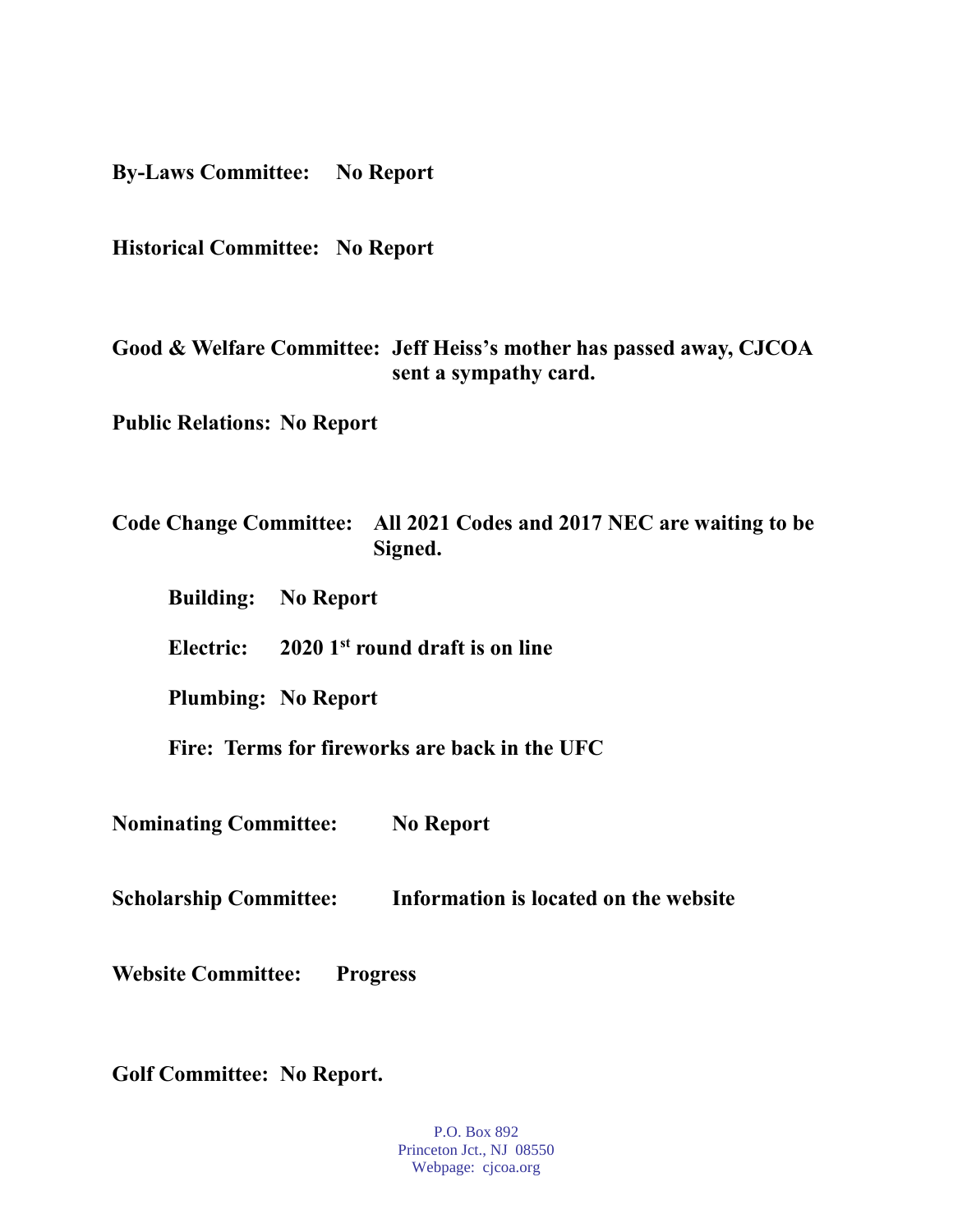**By-Laws Committee:** **No Report**

**Historical Committee:** **No Report**

**Good & Welfare Committee:** **Jeff Heiss's mother has passed away, CJCOA sent a sympathy card.**

**Public Relations:** **No Report**

**Code Change Committee:** **All 2021 Codes and 2017 NEC are waiting to be Signed.**

- **Building:** **No Report**
- **Electric:** **2020 1st round draft is on line**
- **Plumbing:** **No Report**
- **Fire:** **Terms for fireworks are back in the UFC**

**Nominating Committee:** **No Report**

**Scholarship Committee:** **Information is located on the website**

**Website Committee:** **Progress**

**Golf Committee:** **No Report.**

P.O. Box 892
Princeton Jct., NJ 08550
Webpage: cjcoa.org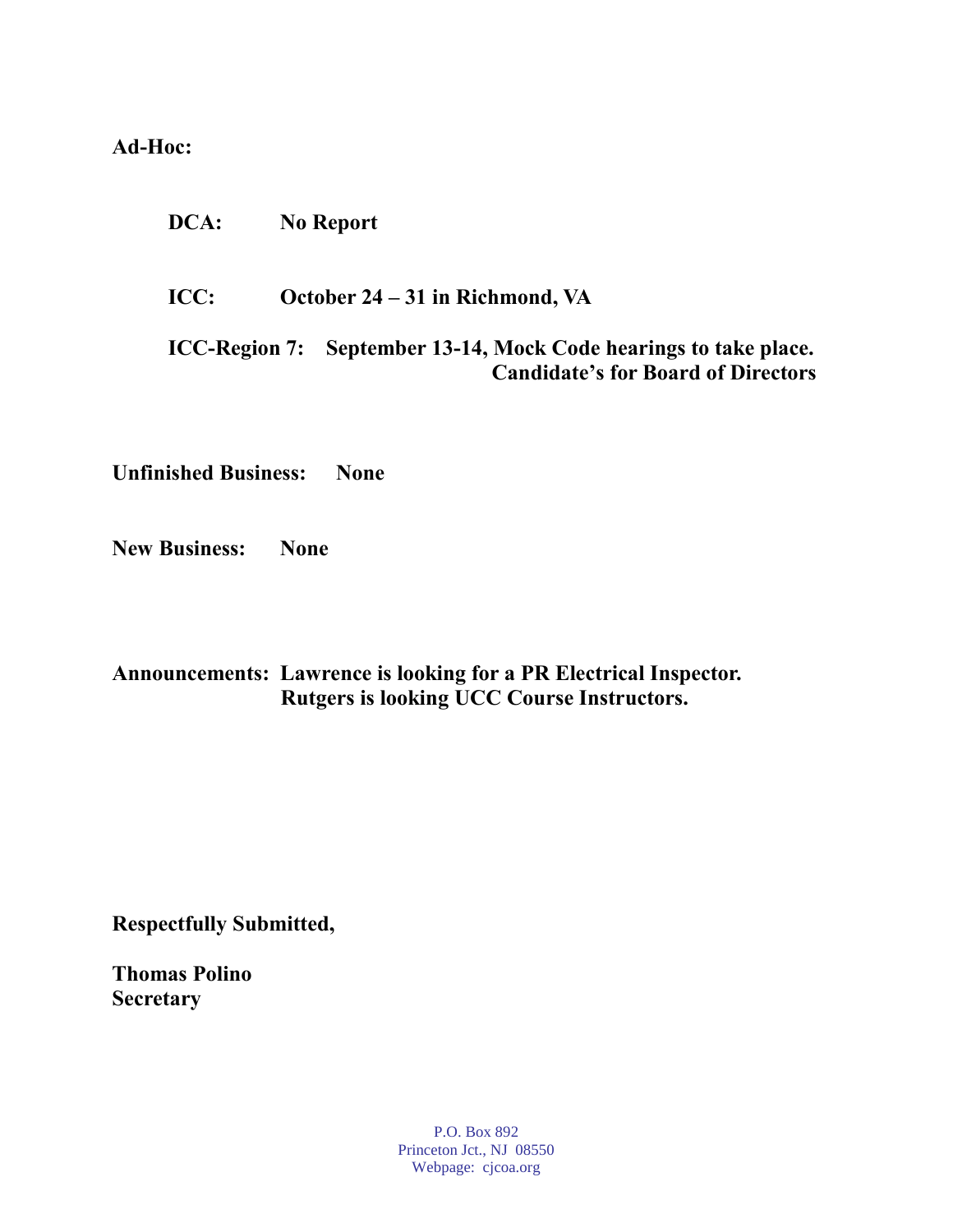**Ad-Hoc:**

**DCA:** **No Report**

**ICC:** **October 24 – 31 in Richmond, VA**

**ICC-Region 7:** **September 13-14, Mock Code hearings to take place.**
**Candidate's for Board of Directors**

**Unfinished Business:** **None**

**New Business:** **None**

**Announcements:** **Lawrence is looking for a PR Electrical Inspector.**
**Rutgers is looking UCC Course Instructors.**

**Respectfully Submitted,**

**Thomas Polino**
**Secretary**

P.O. Box 892
Princeton Jct., NJ 08550
Webpage: cjcoa.org